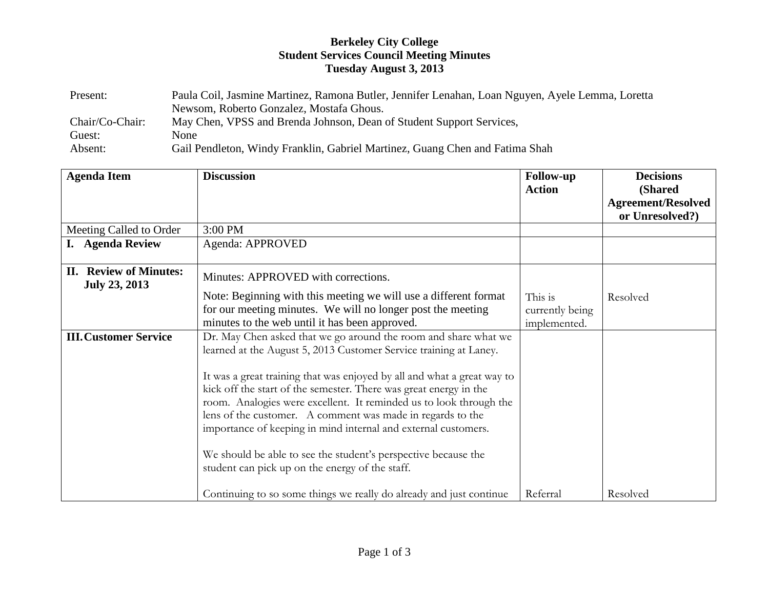**Berkeley City College**
**Student Services Council Meeting Minutes**
**Tuesday August 3, 2013**

| | |
|---|---|
| Present: | Paula Coil, Jasmine Martinez, Ramona Butler, Jennifer Lenahan, Loan Nguyen, Ayele Lemma, Loretta Newsom, Roberto Gonzalez, Mostafa Ghous. |
| Chair/Co-Chair: | May Chen, VPSS and Brenda Johnson, Dean of Student Support Services, |
| Guest: | None |
| Absent: | Gail Pendleton, Windy Franklin, Gabriel Martinez, Guang Chen and Fatima Shah |

| **Agenda Item** | **Discussion** | **Follow-up Action** | **Decisions (Shared Agreement/Resolved or Unresolved?)** |
|---|---|---|---|
| Meeting Called to Order | 3:00 PM | | |
| **I. Agenda Review** | Agenda: APPROVED | | |
| **II. Review of Minutes: July 23, 2013** | Minutes: APPROVED with corrections.<br><br>Note: Beginning with this meeting we will use a different format for our meeting minutes. We will no longer post the meeting minutes to the web until it has been approved. | This is currently being implemented. | Resolved |
| **III. Customer Service** | Dr. May Chen asked that we go around the room and share what we learned at the August 5, 2013 Customer Service training at Laney.<br><br>It was a great training that was enjoyed by all and what a great way to kick off the start of the semester. There was great energy in the room. Analogies were excellent. It reminded us to look through the lens of the customer. A comment was made in regards to the importance of keeping in mind internal and external customers.<br><br>We should be able to see the student's perspective because the student can pick up on the energy of the staff.<br><br>Continuing to so some things we really do already and just continue | Referral | Resolved |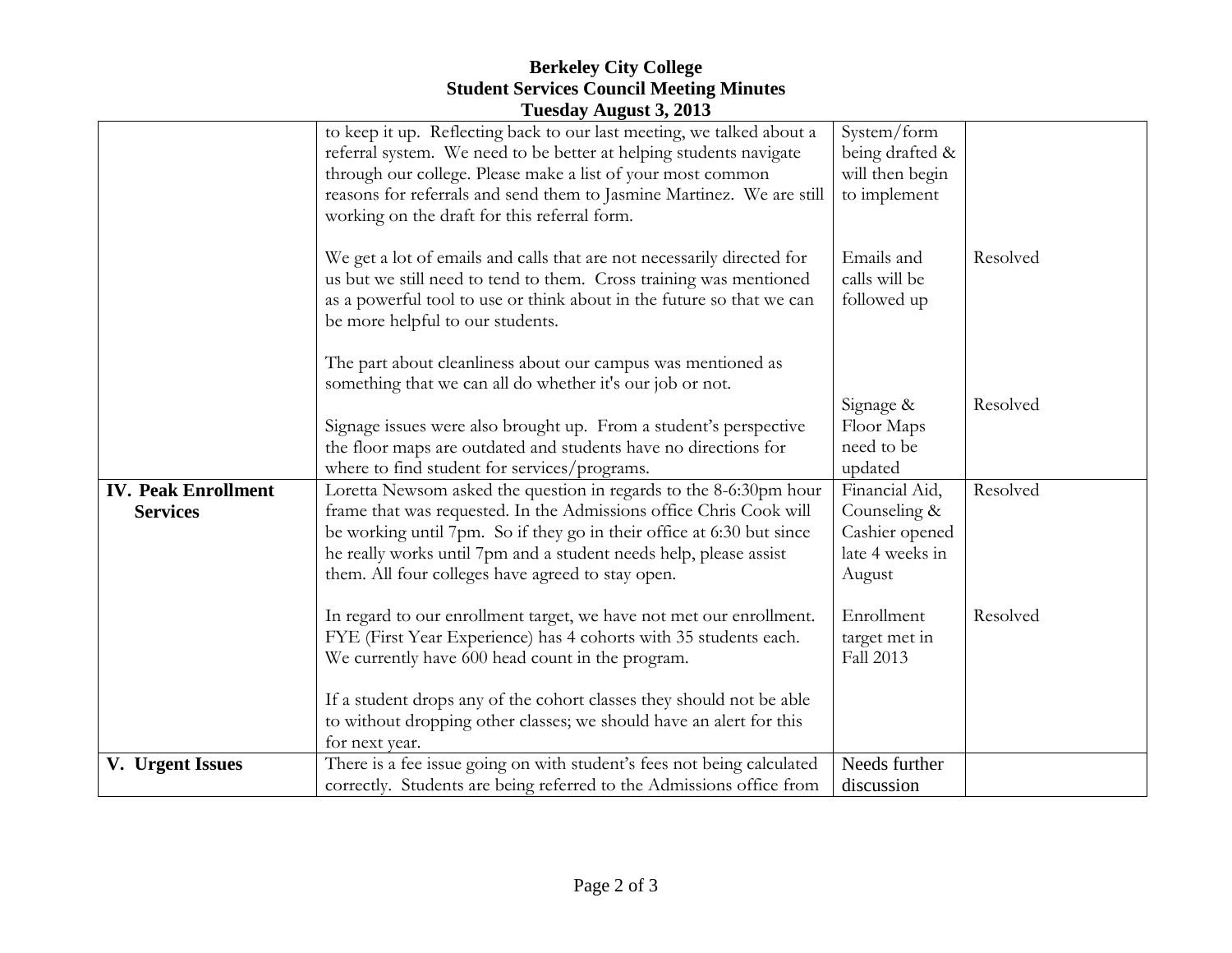| | | | |
|---|---|---|---|
| | to keep it up. Reflecting back to our last meeting, we talked about a referral system. We need to be better at helping students navigate through our college. Please make a list of your most common reasons for referrals and send them to Jasmine Martinez. We are still working on the draft for this referral form. | System/form being drafted & will then begin to implement | |
| | We get a lot of emails and calls that are not necessarily directed for us but we still need to tend to them. Cross training was mentioned as a powerful tool to use or think about in the future so that we can be more helpful to our students. | Emails and calls will be followed up | Resolved |
| | The part about cleanliness about our campus was mentioned as something that we can all do whether it's our job or not. | | |
| | Signage issues were also brought up. From a student's perspective the floor maps are outdated and students have no directions for where to find student for services/programs. | Signage & Floor Maps need to be updated | Resolved |
| **IV. Peak Enrollment Services** | Loretta Newsom asked the question in regards to the 8-6:30pm hour frame that was requested. In the Admissions office Chris Cook will be working until 7pm. So if they go in their office at 6:30 but since he really works until 7pm and a student needs help, please assist them. All four colleges have agreed to stay open. | Financial Aid, Counseling & Cashier opened late 4 weeks in August | Resolved |
| | In regard to our enrollment target, we have not met our enrollment. FYE (First Year Experience) has 4 cohorts with 35 students each. We currently have 600 head count in the program. | Enrollment target met in Fall 2013 | Resolved |
| | If a student drops any of the cohort classes they should not be able to without dropping other classes; we should have an alert for this for next year. | | |
| **V. Urgent Issues** | There is a fee issue going on with student's fees not being calculated correctly. Students are being referred to the Admissions office from | Needs further discussion | |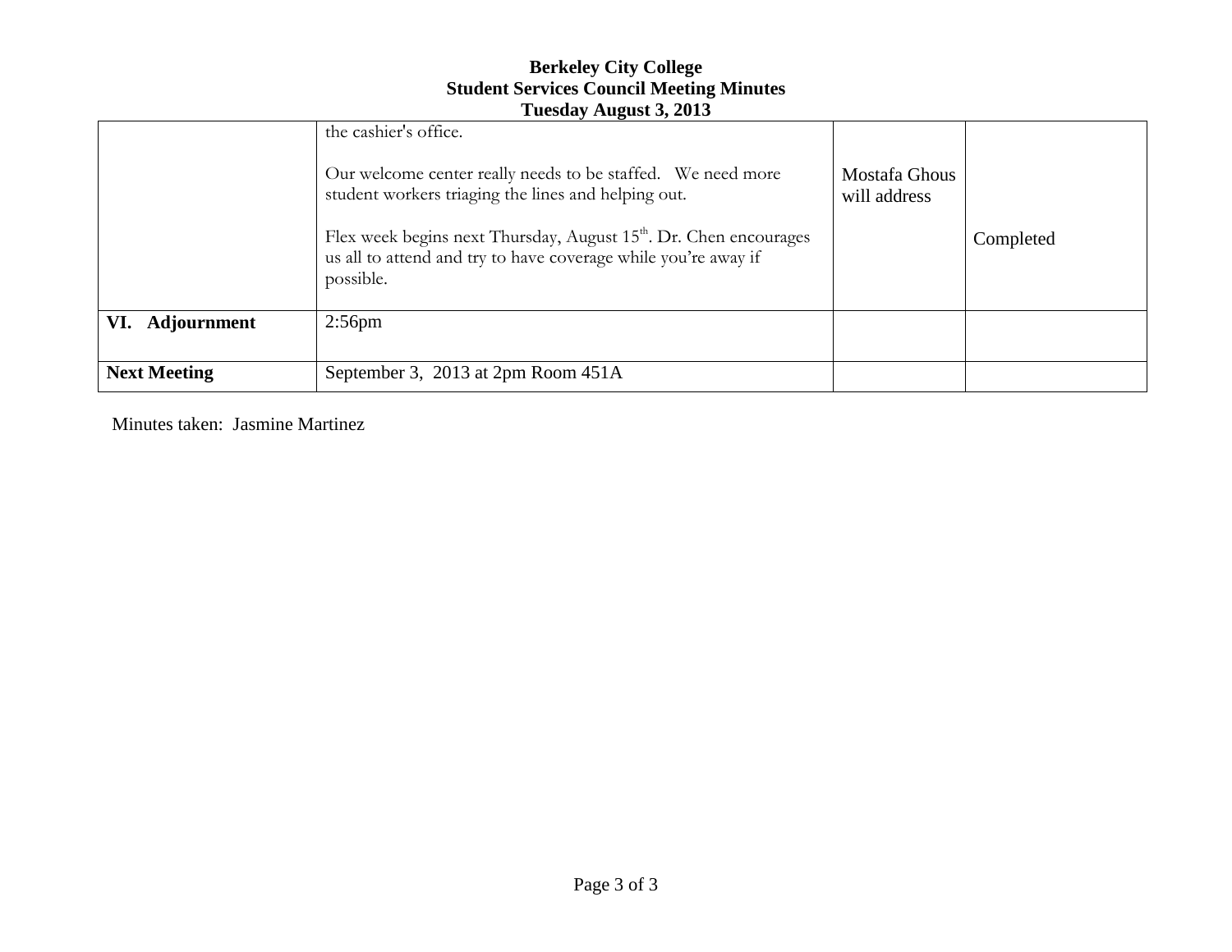| | | | |
|---|---|---|---|
| | the cashier's office.<br><br>Our welcome center really needs to be staffed. We need more student workers triaging the lines and helping out.<br><br>Flex week begins next Thursday, August 15th. Dr. Chen encourages us all to attend and try to have coverage while you're away if possible. | Mostafa Ghous will address | Completed |
| **VI. Adjournment** | 2:56pm | | |
| **Next Meeting** | September 3, 2013 at 2pm Room 451A | | |

Minutes taken: Jasmine Martinez